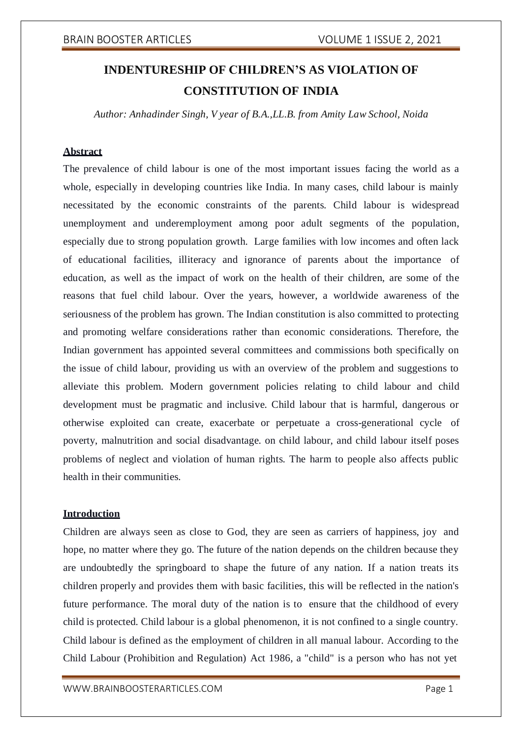# INDENTURESHIP OF CHILDREN'S AS VIOLATION OF CONSTITUTION OF INDIA

*Author: Anhadinder Singh, V year of B.A.,LL.B. from Amity Law School, Noida*

## Abstract

The prevalence of child labour is one of the most important issues facing the world as a whole, especially in developing countries like India. In many cases, child labour is mainly necessitated by the economic constraints of the parents. Child labour is widespread unemployment and underemployment among poor adult segments of the population, especially due to strong population growth. Large families with low incomes and often lack of educational facilities, illiteracy and ignorance of parents about the importance of education, as well as the impact of work on the health of their children, are some of the reasons that fuel child labour. Over the years, however, a worldwide awareness of the seriousness of the problem has grown. The Indian constitution is also committed to protecting and promoting welfare considerations rather than economic considerations. Therefore, the Indian government has appointed several committees and commissions both specifically on the issue of child labour, providing us with an overview of the problem and suggestions to alleviate this problem. Modern government policies relating to child labour and child development must be pragmatic and inclusive. Child labour that is harmful, dangerous or otherwise exploited can create, exacerbate or perpetuate a cross-generational cycle of poverty, malnutrition and social disadvantage. on child labour, and child labour itself poses problems of neglect and violation of human rights. The harm to people also affects public health in their communities.

## Introduction

Children are always seen as close to God, they are seen as carriers of happiness, joy and hope, no matter where they go. The future of the nation depends on the children because they are undoubtedly the springboard to shape the future of any nation. If a nation treats its children properly and provides them with basic facilities, this will be reflected in the nation's future performance. The moral duty of the nation is to ensure that the childhood of every child is protected. Child labour is a global phenomenon, it is not confined to a single country. Child labour is defined as the employment of children in all manual labour. According to the Child Labour (Prohibition and Regulation) Act 1986, a "child" is a person who has not yet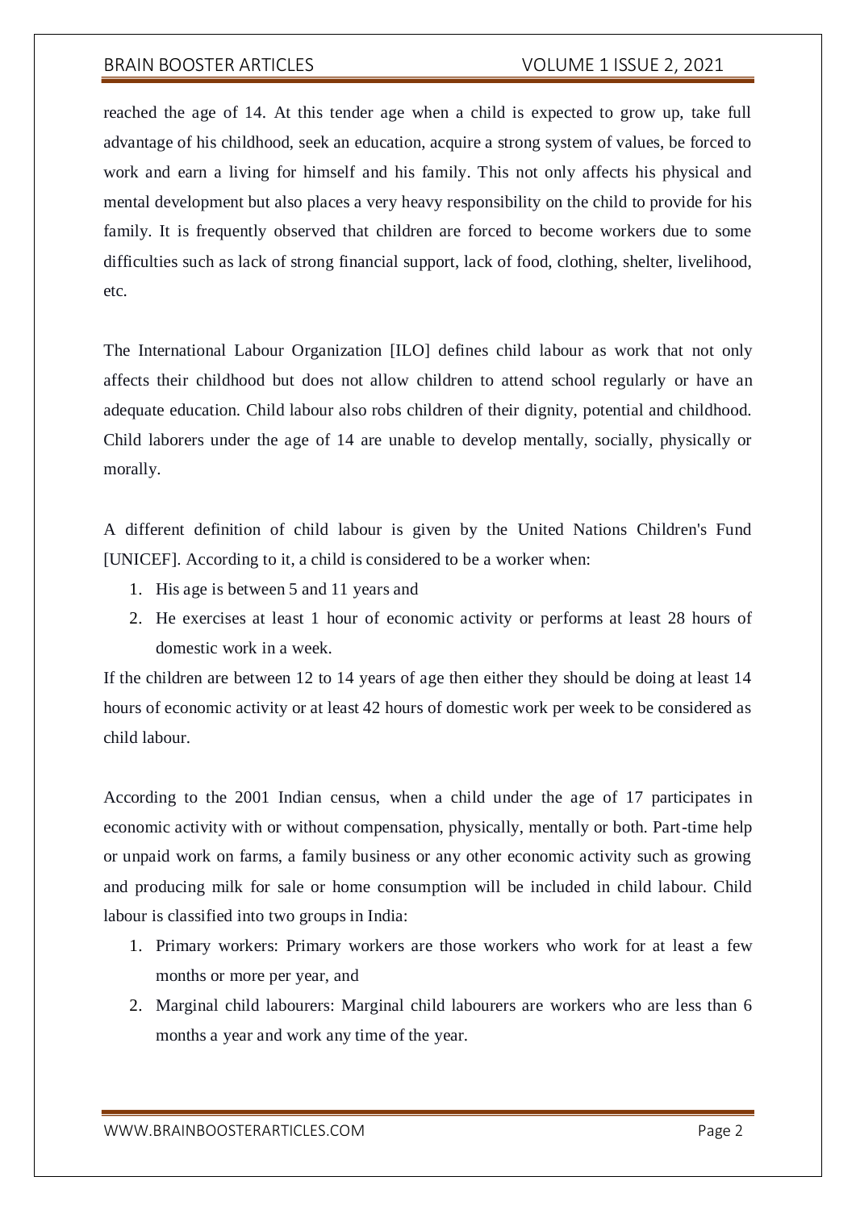reached the age of 14. At this tender age when a child is expected to grow up, take full advantage of his childhood, seek an education, acquire a strong system of values, be forced to work and earn a living for himself and his family. This not only affects his physical and mental development but also places a very heavy responsibility on the child to provide for his family. It is frequently observed that children are forced to become workers due to some difficulties such as lack of strong financial support, lack of food, clothing, shelter, livelihood, etc.

The International Labour Organization [ILO] defines child labour as work that not only affects their childhood but does not allow children to attend school regularly or have an adequate education. Child labour also robs children of their dignity, potential and childhood. Child laborers under the age of 14 are unable to develop mentally, socially, physically or morally.

A different definition of child labour is given by the United Nations Children's Fund [UNICEF]. According to it, a child is considered to be a worker when:

1. His age is between 5 and 11 years and
2. He exercises at least 1 hour of economic activity or performs at least 28 hours of domestic work in a week.

If the children are between 12 to 14 years of age then either they should be doing at least 14 hours of economic activity or at least 42 hours of domestic work per week to be considered as child labour.

According to the 2001 Indian census, when a child under the age of 17 participates in economic activity with or without compensation, physically, mentally or both. Part-time help or unpaid work on farms, a family business or any other economic activity such as growing and producing milk for sale or home consumption will be included in child labour. Child labour is classified into two groups in India:

1. Primary workers: Primary workers are those workers who work for at least a few months or more per year, and
2. Marginal child labourers: Marginal child labourers are workers who are less than 6 months a year and work any time of the year.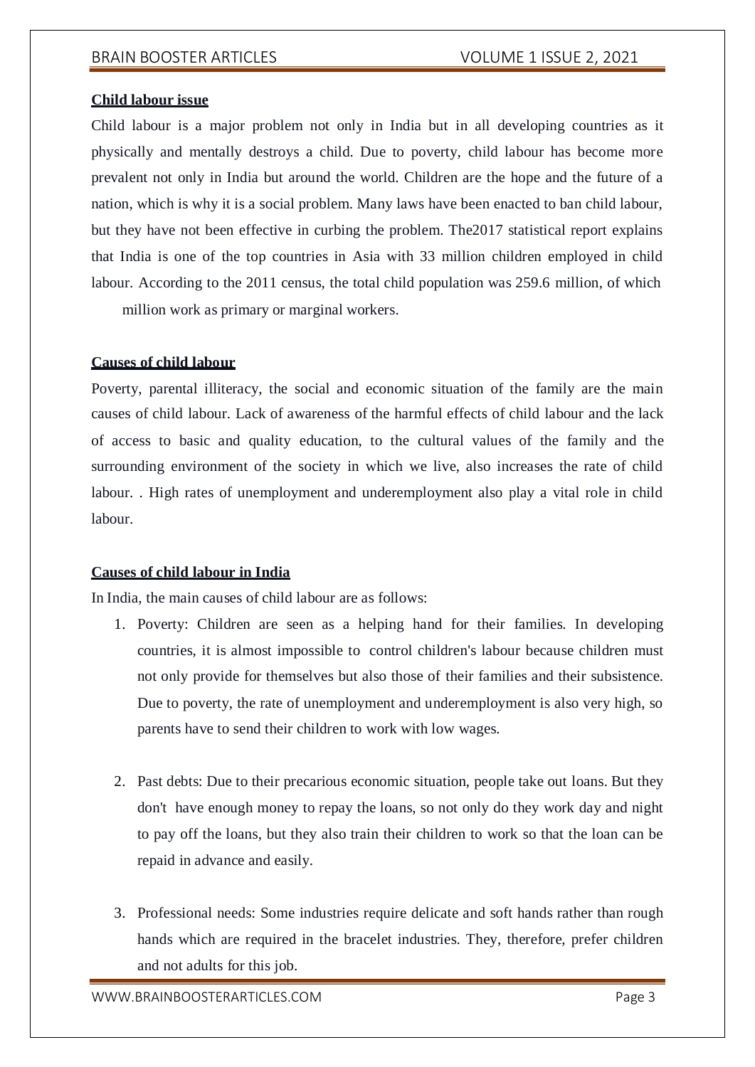**Child labour issue**

Child labour is a major problem not only in India but in all developing countries as it physically and mentally destroys a child. Due to poverty, child labour has become more prevalent not only in India but around the world. Children are the hope and the future of a nation, which is why it is a social problem. Many laws have been enacted to ban child labour, but they have not been effective in curbing the problem. The2017 statistical report explains that India is one of the top countries in Asia with 33 million children employed in child labour. According to the 2011 census, the total child population was 259.6 million, of which million work as primary or marginal workers.

**Causes of child labour**

Poverty, parental illiteracy, the social and economic situation of the family are the main causes of child labour. Lack of awareness of the harmful effects of child labour and the lack of access to basic and quality education, to the cultural values of the family and the surrounding environment of the society in which we live, also increases the rate of child labour. . High rates of unemployment and underemployment also play a vital role in child labour.

**Causes of child labour in India**

In India, the main causes of child labour are as follows:

1. Poverty: Children are seen as a helping hand for their families. In developing countries, it is almost impossible to control children's labour because children must not only provide for themselves but also those of their families and their subsistence. Due to poverty, the rate of unemployment and underemployment is also very high, so parents have to send their children to work with low wages.

2. Past debts: Due to their precarious economic situation, people take out loans. But they don't have enough money to repay the loans, so not only do they work day and night to pay off the loans, but they also train their children to work so that the loan can be repaid in advance and easily.

3. Professional needs: Some industries require delicate and soft hands rather than rough hands which are required in the bracelet industries. They, therefore, prefer children and not adults for this job.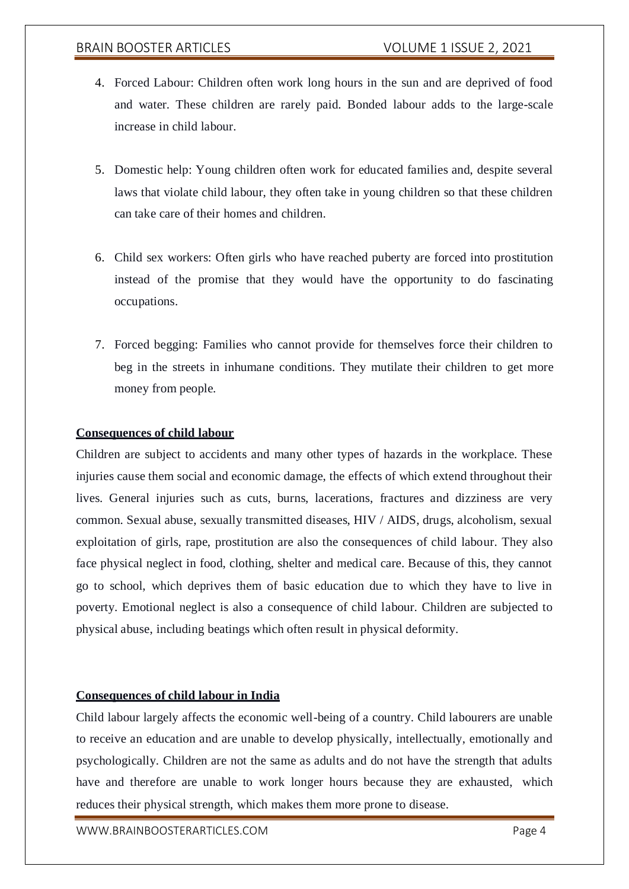4. Forced Labour: Children often work long hours in the sun and are deprived of food and water. These children are rarely paid. Bonded labour adds to the large-scale increase in child labour.

5. Domestic help: Young children often work for educated families and, despite several laws that violate child labour, they often take in young children so that these children can take care of their homes and children.

6. Child sex workers: Often girls who have reached puberty are forced into prostitution instead of the promise that they would have the opportunity to do fascinating occupations.

7. Forced begging: Families who cannot provide for themselves force their children to beg in the streets in inhumane conditions. They mutilate their children to get more money from people.

## Consequences of child labour

Children are subject to accidents and many other types of hazards in the workplace. These injuries cause them social and economic damage, the effects of which extend throughout their lives. General injuries such as cuts, burns, lacerations, fractures and dizziness are very common. Sexual abuse, sexually transmitted diseases, HIV / AIDS, drugs, alcoholism, sexual exploitation of girls, rape, prostitution are also the consequences of child labour. They also face physical neglect in food, clothing, shelter and medical care. Because of this, they cannot go to school, which deprives them of basic education due to which they have to live in poverty. Emotional neglect is also a consequence of child labour. Children are subjected to physical abuse, including beatings which often result in physical deformity.

## Consequences of child labour in India

Child labour largely affects the economic well-being of a country. Child labourers are unable to receive an education and are unable to develop physically, intellectually, emotionally and psychologically. Children are not the same as adults and do not have the strength that adults have and therefore are unable to work longer hours because they are exhausted, which reduces their physical strength, which makes them more prone to disease.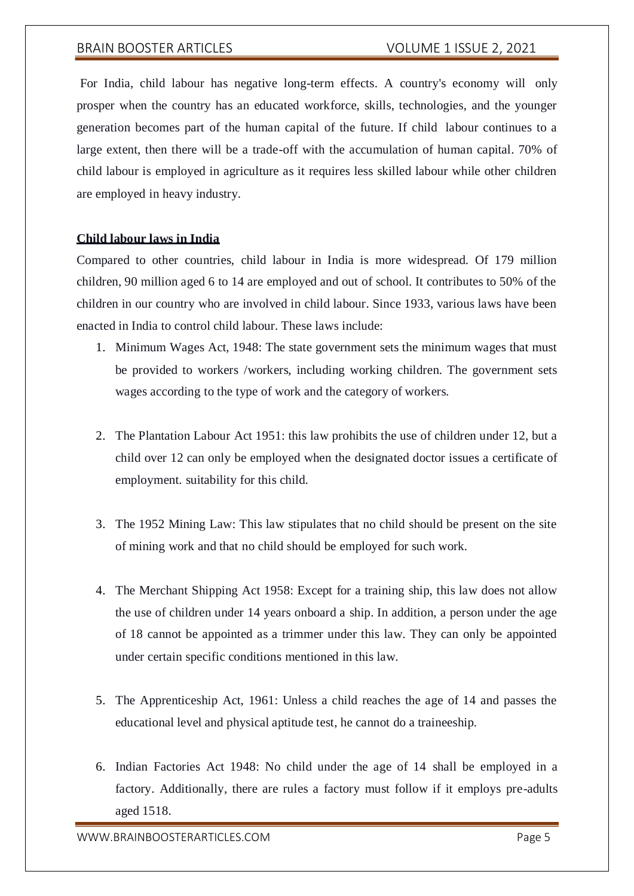For India, child labour has negative long-term effects. A country's economy will only prosper when the country has an educated workforce, skills, technologies, and the younger generation becomes part of the human capital of the future. If child labour continues to a large extent, then there will be a trade-off with the accumulation of human capital. 70% of child labour is employed in agriculture as it requires less skilled labour while other children are employed in heavy industry.

**Child labour laws in India**

Compared to other countries, child labour in India is more widespread. Of 179 million children, 90 million aged 6 to 14 are employed and out of school. It contributes to 50% of the children in our country who are involved in child labour. Since 1933, various laws have been enacted in India to control child labour. These laws include:

1. Minimum Wages Act, 1948: The state government sets the minimum wages that must be provided to workers /workers, including working children. The government sets wages according to the type of work and the category of workers.

2. The Plantation Labour Act 1951: this law prohibits the use of children under 12, but a child over 12 can only be employed when the designated doctor issues a certificate of employment. suitability for this child.

3. The 1952 Mining Law: This law stipulates that no child should be present on the site of mining work and that no child should be employed for such work.

4. The Merchant Shipping Act 1958: Except for a training ship, this law does not allow the use of children under 14 years onboard a ship. In addition, a person under the age of 18 cannot be appointed as a trimmer under this law. They can only be appointed under certain specific conditions mentioned in this law.

5. The Apprenticeship Act, 1961: Unless a child reaches the age of 14 and passes the educational level and physical aptitude test, he cannot do a traineeship.

6. Indian Factories Act 1948: No child under the age of 14 shall be employed in a factory. Additionally, there are rules a factory must follow if it employs pre-adults aged 1518.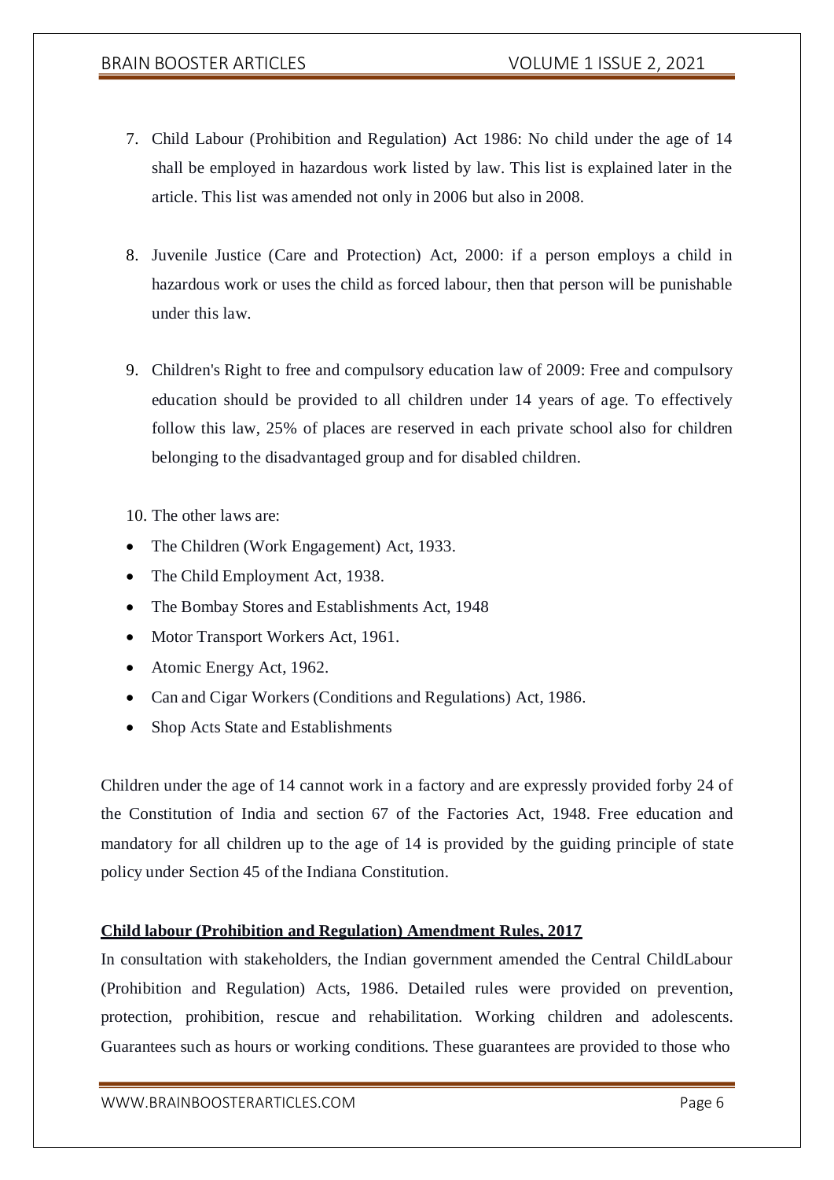7. Child Labour (Prohibition and Regulation) Act 1986: No child under the age of 14 shall be employed in hazardous work listed by law. This list is explained later in the article. This list was amended not only in 2006 but also in 2008.

8. Juvenile Justice (Care and Protection) Act, 2000: if a person employs a child in hazardous work or uses the child as forced labour, then that person will be punishable under this law.

9. Children's Right to free and compulsory education law of 2009: Free and compulsory education should be provided to all children under 14 years of age. To effectively follow this law, 25% of places are reserved in each private school also for children belonging to the disadvantaged group and for disabled children.

10. The other laws are:

- The Children (Work Engagement) Act, 1933.
- The Child Employment Act, 1938.
- The Bombay Stores and Establishments Act, 1948
- Motor Transport Workers Act, 1961.
- Atomic Energy Act, 1962.
- Can and Cigar Workers (Conditions and Regulations) Act, 1986.
- Shop Acts State and Establishments

Children under the age of 14 cannot work in a factory and are expressly provided forby 24 of the Constitution of India and section 67 of the Factories Act, 1948. Free education and mandatory for all children up to the age of 14 is provided by the guiding principle of state policy under Section 45 of the Indiana Constitution.

**Child labour (Prohibition and Regulation) Amendment Rules, 2017**

In consultation with stakeholders, the Indian government amended the Central ChildLabour (Prohibition and Regulation) Acts, 1986. Detailed rules were provided on prevention, protection, prohibition, rescue and rehabilitation. Working children and adolescents. Guarantees such as hours or working conditions. These guarantees are provided to those who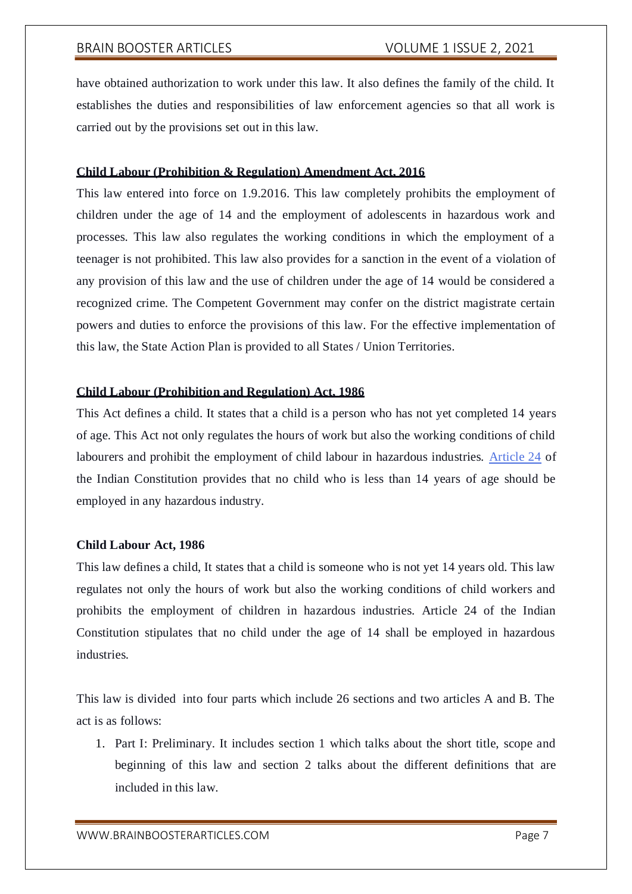have obtained authorization to work under this law. It also defines the family of the child. It establishes the duties and responsibilities of law enforcement agencies so that all work is carried out by the provisions set out in this law.

**Child Labour (Prohibition & Regulation) Amendment Act, 2016**

This law entered into force on 1.9.2016. This law completely prohibits the employment of children under the age of 14 and the employment of adolescents in hazardous work and processes. This law also regulates the working conditions in which the employment of a teenager is not prohibited. This law also provides for a sanction in the event of a violation of any provision of this law and the use of children under the age of 14 would be considered a recognized crime. The Competent Government may confer on the district magistrate certain powers and duties to enforce the provisions of this law. For the effective implementation of this law, the State Action Plan is provided to all States / Union Territories.

**Child Labour (Prohibition and Regulation) Act, 1986**

This Act defines a child. It states that a child is a person who has not yet completed 14 years of age. This Act not only regulates the hours of work but also the working conditions of child labourers and prohibit the employment of child labour in hazardous industries. Article 24 of the Indian Constitution provides that no child who is less than 14 years of age should be employed in any hazardous industry.

**Child Labour Act, 1986**

This law defines a child, It states that a child is someone who is not yet 14 years old. This law regulates not only the hours of work but also the working conditions of child workers and prohibits the employment of children in hazardous industries. Article 24 of the Indian Constitution stipulates that no child under the age of 14 shall be employed in hazardous industries.

This law is divided into four parts which include 26 sections and two articles A and B. The act is as follows:

1. Part I: Preliminary. It includes section 1 which talks about the short title, scope and beginning of this law and section 2 talks about the different definitions that are included in this law.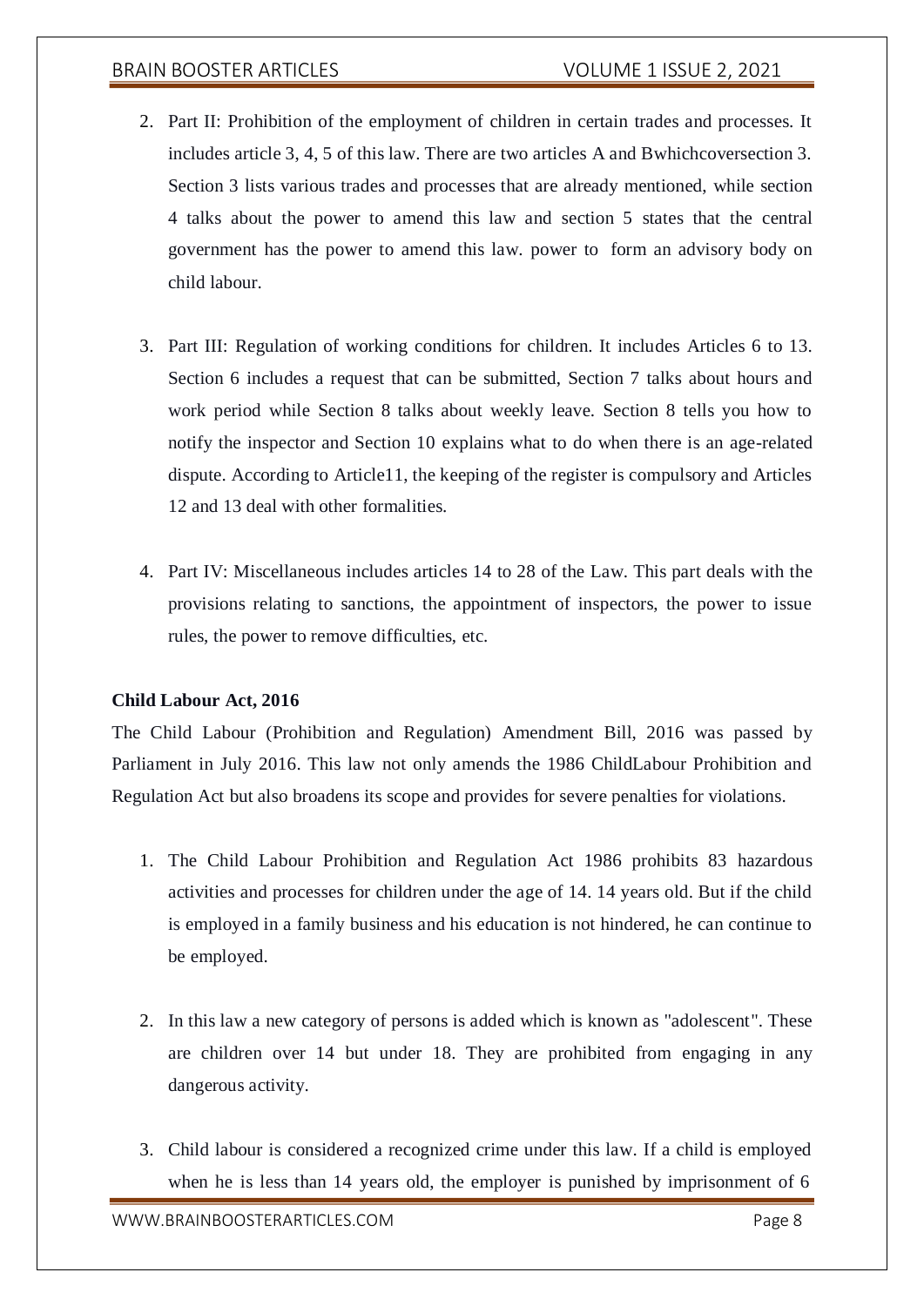2. Part II: Prohibition of the employment of children in certain trades and processes. It includes article 3, 4, 5 of this law. There are two articles A and Bwhichcoversection 3. Section 3 lists various trades and processes that are already mentioned, while section 4 talks about the power to amend this law and section 5 states that the central government has the power to amend this law. power to form an advisory body on child labour.

3. Part III: Regulation of working conditions for children. It includes Articles 6 to 13. Section 6 includes a request that can be submitted, Section 7 talks about hours and work period while Section 8 talks about weekly leave. Section 8 tells you how to notify the inspector and Section 10 explains what to do when there is an age-related dispute. According to Article11, the keeping of the register is compulsory and Articles 12 and 13 deal with other formalities.

4. Part IV: Miscellaneous includes articles 14 to 28 of the Law. This part deals with the provisions relating to sanctions, the appointment of inspectors, the power to issue rules, the power to remove difficulties, etc.

**Child Labour Act, 2016**

The Child Labour (Prohibition and Regulation) Amendment Bill, 2016 was passed by Parliament in July 2016. This law not only amends the 1986 ChildLabour Prohibition and Regulation Act but also broadens its scope and provides for severe penalties for violations.

1. The Child Labour Prohibition and Regulation Act 1986 prohibits 83 hazardous activities and processes for children under the age of 14. 14 years old. But if the child is employed in a family business and his education is not hindered, he can continue to be employed.

2. In this law a new category of persons is added which is known as "adolescent". These are children over 14 but under 18. They are prohibited from engaging in any dangerous activity.

3. Child labour is considered a recognized crime under this law. If a child is employed when he is less than 14 years old, the employer is punished by imprisonment of 6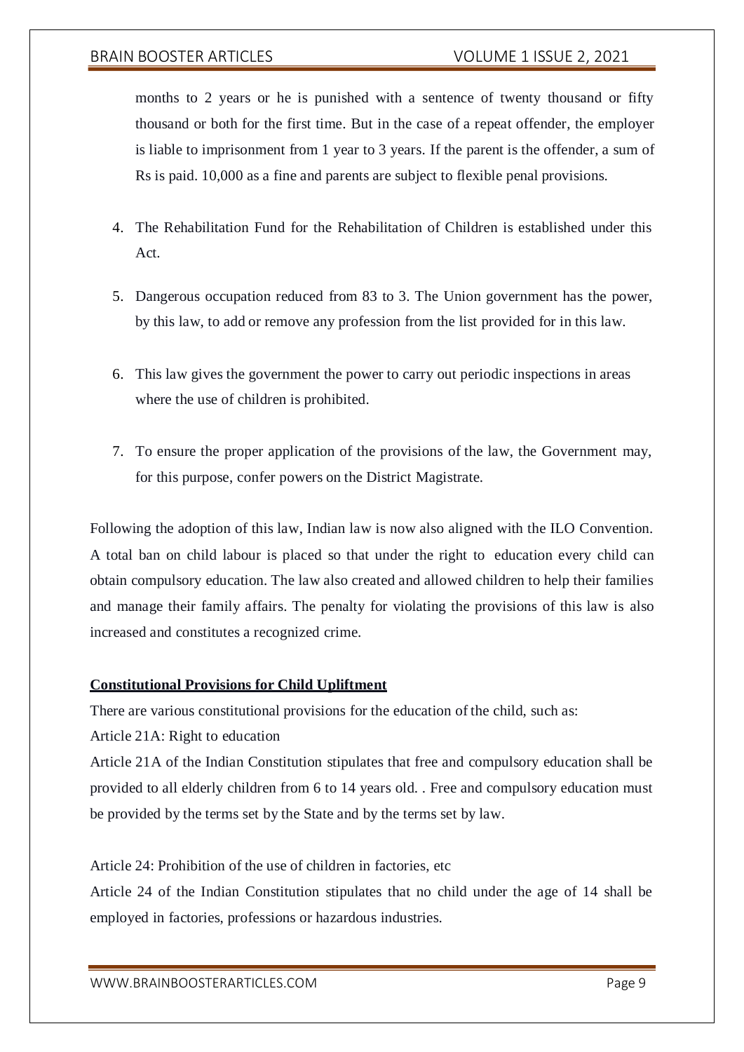months to 2 years or he is punished with a sentence of twenty thousand or fifty thousand or both for the first time. But in the case of a repeat offender, the employer is liable to imprisonment from 1 year to 3 years. If the parent is the offender, a sum of Rs is paid. 10,000 as a fine and parents are subject to flexible penal provisions.

4. The Rehabilitation Fund for the Rehabilitation of Children is established under this Act.
5. Dangerous occupation reduced from 83 to 3. The Union government has the power, by this law, to add or remove any profession from the list provided for in this law.
6. This law gives the government the power to carry out periodic inspections in areas where the use of children is prohibited.
7. To ensure the proper application of the provisions of the law, the Government may, for this purpose, confer powers on the District Magistrate.

Following the adoption of this law, Indian law is now also aligned with the ILO Convention. A total ban on child labour is placed so that under the right to education every child can obtain compulsory education. The law also created and allowed children to help their families and manage their family affairs. The penalty for violating the provisions of this law is also increased and constitutes a recognized crime.

**Constitutional Provisions for Child Upliftment**

There are various constitutional provisions for the education of the child, such as:

Article 21A: Right to education

Article 21A of the Indian Constitution stipulates that free and compulsory education shall be provided to all elderly children from 6 to 14 years old. . Free and compulsory education must be provided by the terms set by the State and by the terms set by law.

Article 24: Prohibition of the use of children in factories, etc

Article 24 of the Indian Constitution stipulates that no child under the age of 14 shall be employed in factories, professions or hazardous industries.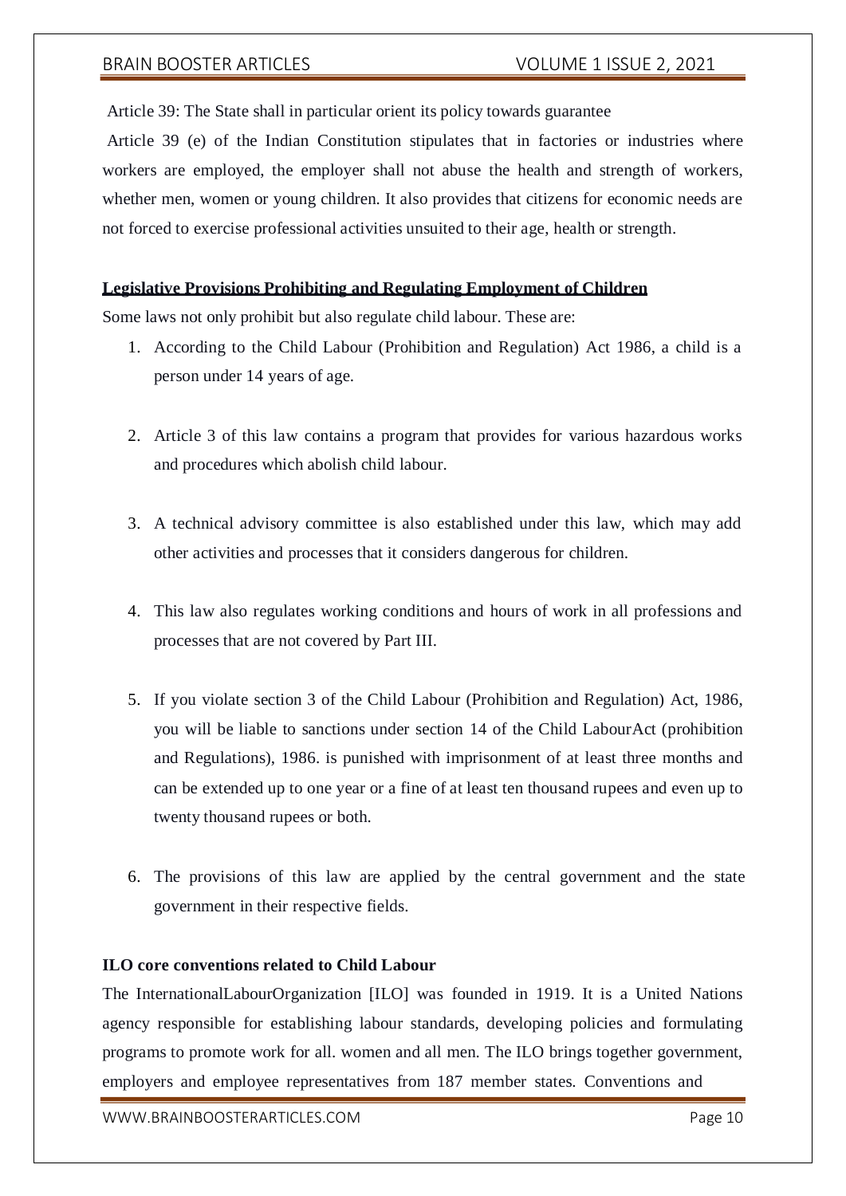Article 39: The State shall in particular orient its policy towards guarantee

Article 39 (e) of the Indian Constitution stipulates that in factories or industries where workers are employed, the employer shall not abuse the health and strength of workers, whether men, women or young children. It also provides that citizens for economic needs are not forced to exercise professional activities unsuited to their age, health or strength.

**Legislative Provisions Prohibiting and Regulating Employment of Children**

Some laws not only prohibit but also regulate child labour. These are:

1. According to the Child Labour (Prohibition and Regulation) Act 1986, a child is a person under 14 years of age.

2. Article 3 of this law contains a program that provides for various hazardous works and procedures which abolish child labour.

3. A technical advisory committee is also established under this law, which may add other activities and processes that it considers dangerous for children.

4. This law also regulates working conditions and hours of work in all professions and processes that are not covered by Part III.

5. If you violate section 3 of the Child Labour (Prohibition and Regulation) Act, 1986, you will be liable to sanctions under section 14 of the Child LabourAct (prohibition and Regulations), 1986. is punished with imprisonment of at least three months and can be extended up to one year or a fine of at least ten thousand rupees and even up to twenty thousand rupees or both.

6. The provisions of this law are applied by the central government and the state government in their respective fields.

**ILO core conventions related to Child Labour**

The InternationalLabourOrganization [ILO] was founded in 1919. It is a United Nations agency responsible for establishing labour standards, developing policies and formulating programs to promote work for all. women and all men. The ILO brings together government, employers and employee representatives from 187 member states. Conventions and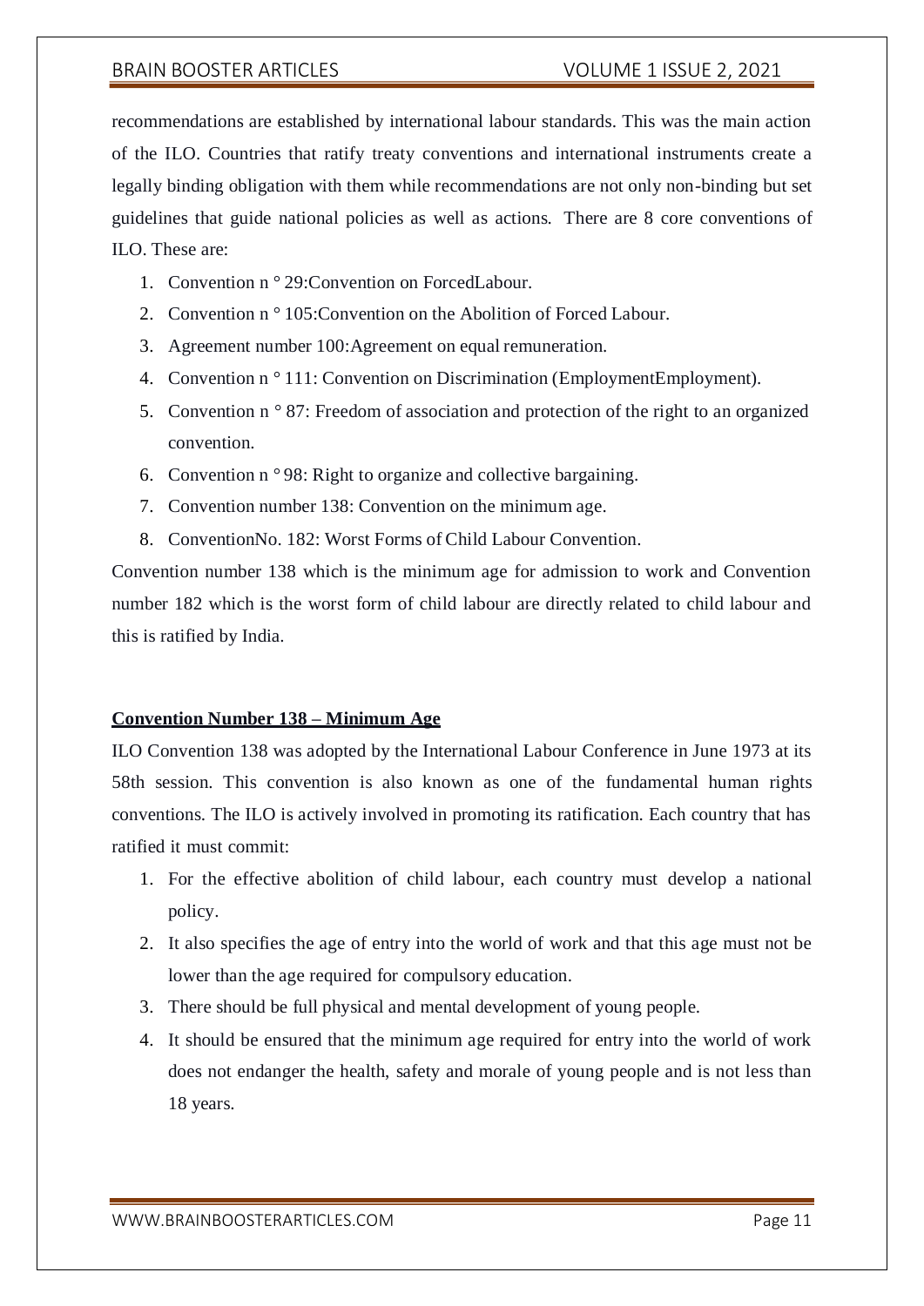recommendations are established by international labour standards. This was the main action of the ILO. Countries that ratify treaty conventions and international instruments create a legally binding obligation with them while recommendations are not only non-binding but set guidelines that guide national policies as well as actions. There are 8 core conventions of ILO. These are:

1. Convention n ° 29:Convention on ForcedLabour.
2. Convention n ° 105:Convention on the Abolition of Forced Labour.
3. Agreement number 100:Agreement on equal remuneration.
4. Convention n ° 111: Convention on Discrimination (EmploymentEmployment).
5. Convention n ° 87: Freedom of association and protection of the right to an organized convention.
6. Convention n ° 98: Right to organize and collective bargaining.
7. Convention number 138: Convention on the minimum age.
8. ConventionNo. 182: Worst Forms of Child Labour Convention.

Convention number 138 which is the minimum age for admission to work and Convention number 182 which is the worst form of child labour are directly related to child labour and this is ratified by India.

**Convention Number 138 – Minimum Age**

ILO Convention 138 was adopted by the International Labour Conference in June 1973 at its 58th session. This convention is also known as one of the fundamental human rights conventions. The ILO is actively involved in promoting its ratification. Each country that has ratified it must commit:

1. For the effective abolition of child labour, each country must develop a national policy.
2. It also specifies the age of entry into the world of work and that this age must not be lower than the age required for compulsory education.
3. There should be full physical and mental development of young people.
4. It should be ensured that the minimum age required for entry into the world of work does not endanger the health, safety and morale of young people and is not less than 18 years.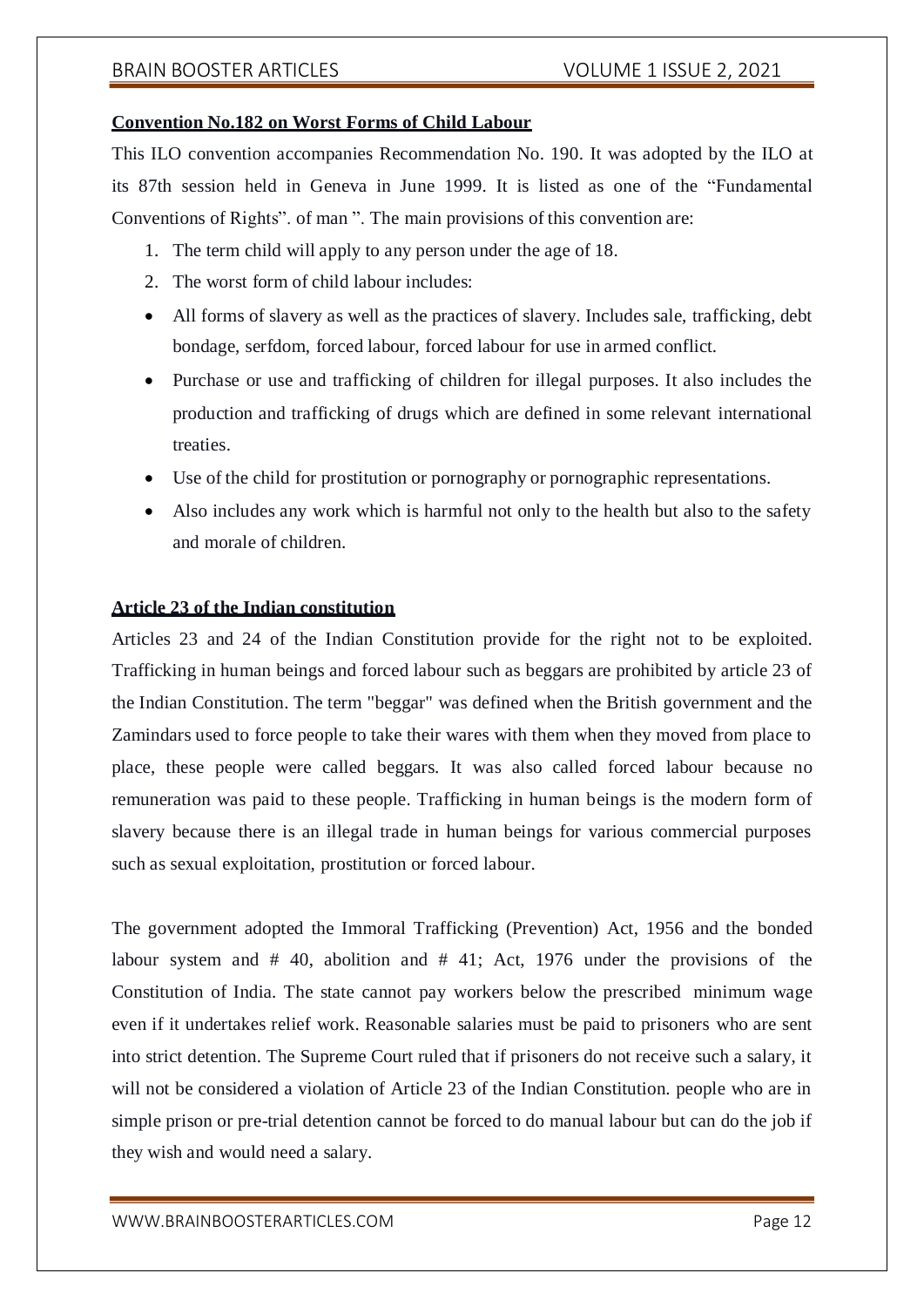**Convention No.182 on Worst Forms of Child Labour**

This ILO convention accompanies Recommendation No. 190. It was adopted by the ILO at its 87th session held in Geneva in June 1999. It is listed as one of the "Fundamental Conventions of Rights". of man ". The main provisions of this convention are:

1. The term child will apply to any person under the age of 18.
2. The worst form of child labour includes:

- All forms of slavery as well as the practices of slavery. Includes sale, trafficking, debt bondage, serfdom, forced labour, forced labour for use in armed conflict.
- Purchase or use and trafficking of children for illegal purposes. It also includes the production and trafficking of drugs which are defined in some relevant international treaties.
- Use of the child for prostitution or pornography or pornographic representations.
- Also includes any work which is harmful not only to the health but also to the safety and morale of children.

**Article 23 of the Indian constitution**

Articles 23 and 24 of the Indian Constitution provide for the right not to be exploited. Trafficking in human beings and forced labour such as beggars are prohibited by article 23 of the Indian Constitution. The term "beggar" was defined when the British government and the Zamindars used to force people to take their wares with them when they moved from place to place, these people were called beggars. It was also called forced labour because no remuneration was paid to these people. Trafficking in human beings is the modern form of slavery because there is an illegal trade in human beings for various commercial purposes such as sexual exploitation, prostitution or forced labour.

The government adopted the Immoral Trafficking (Prevention) Act, 1956 and the bonded labour system and # 40, abolition and # 41; Act, 1976 under the provisions of the Constitution of India. The state cannot pay workers below the prescribed minimum wage even if it undertakes relief work. Reasonable salaries must be paid to prisoners who are sent into strict detention. The Supreme Court ruled that if prisoners do not receive such a salary, it will not be considered a violation of Article 23 of the Indian Constitution. people who are in simple prison or pre-trial detention cannot be forced to do manual labour but can do the job if they wish and would need a salary.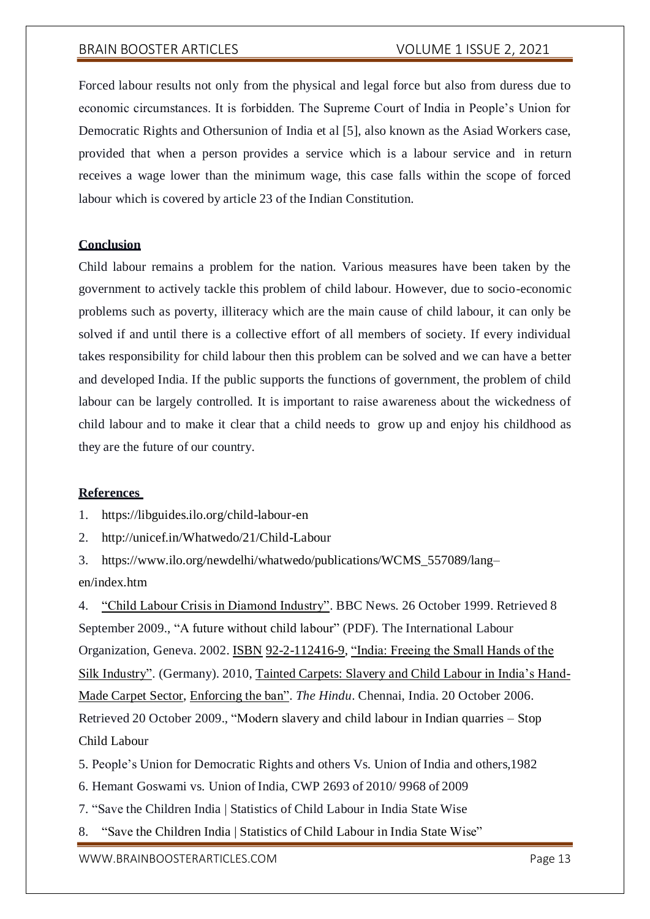Forced labour results not only from the physical and legal force but also from duress due to economic circumstances. It is forbidden. The Supreme Court of India in People's Union for Democratic Rights and Othersunion of India et al [5], also known as the Asiad Workers case, provided that when a person provides a service which is a labour service and in return receives a wage lower than the minimum wage, this case falls within the scope of forced labour which is covered by article 23 of the Indian Constitution.

## Conclusion

Child labour remains a problem for the nation. Various measures have been taken by the government to actively tackle this problem of child labour. However, due to socio-economic problems such as poverty, illiteracy which are the main cause of child labour, it can only be solved if and until there is a collective effort of all members of society. If every individual takes responsibility for child labour then this problem can be solved and we can have a better and developed India. If the public supports the functions of government, the problem of child labour can be largely controlled. It is important to raise awareness about the wickedness of child labour and to make it clear that a child needs to grow up and enjoy his childhood as they are the future of our country.

## References

1. https://libguides.ilo.org/child-labour-en
2. http://unicef.in/Whatwedo/21/Child-Labour
3. https://www.ilo.org/newdelhi/whatwedo/publications/WCMS_557089/lang–en/index.htm
4. "Child Labour Crisis in Diamond Industry". BBC News. 26 October 1999. Retrieved 8 September 2009., "A future without child labour" (PDF). The International Labour Organization, Geneva. 2002. ISBN 92-2-112416-9, "India: Freeing the Small Hands of the Silk Industry". (Germany). 2010, Tainted Carpets: Slavery and Child Labour in India's Hand-Made Carpet Sector, Enforcing the ban". *The Hindu*. Chennai, India. 20 October 2006. Retrieved 20 October 2009., "Modern slavery and child labour in Indian quarries – Stop Child Labour
5. People's Union for Democratic Rights and others Vs. Union of India and others,1982
6. Hemant Goswami vs. Union of India, CWP 2693 of 2010/ 9968 of 2009
7. "Save the Children India | Statistics of Child Labour in India State Wise
8. "Save the Children India | Statistics of Child Labour in India State Wise"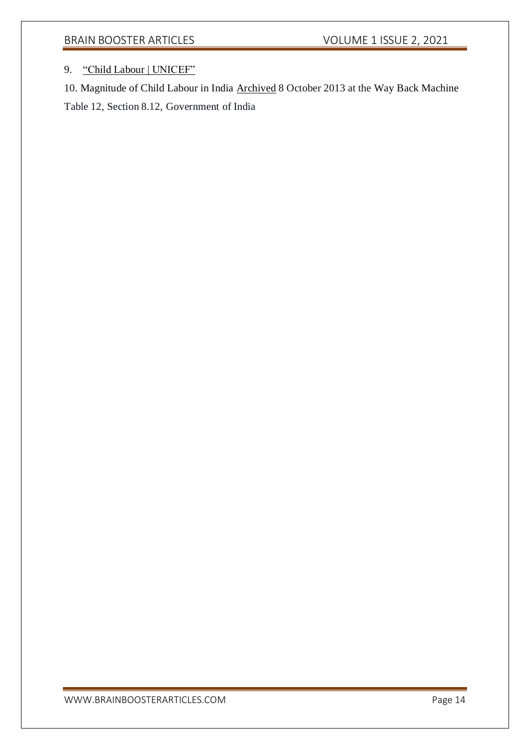9. "Child Labour | UNICEF"

10. Magnitude of Child Labour in India Archived 8 October 2013 at the Way Back Machine Table 12, Section 8.12, Government of India